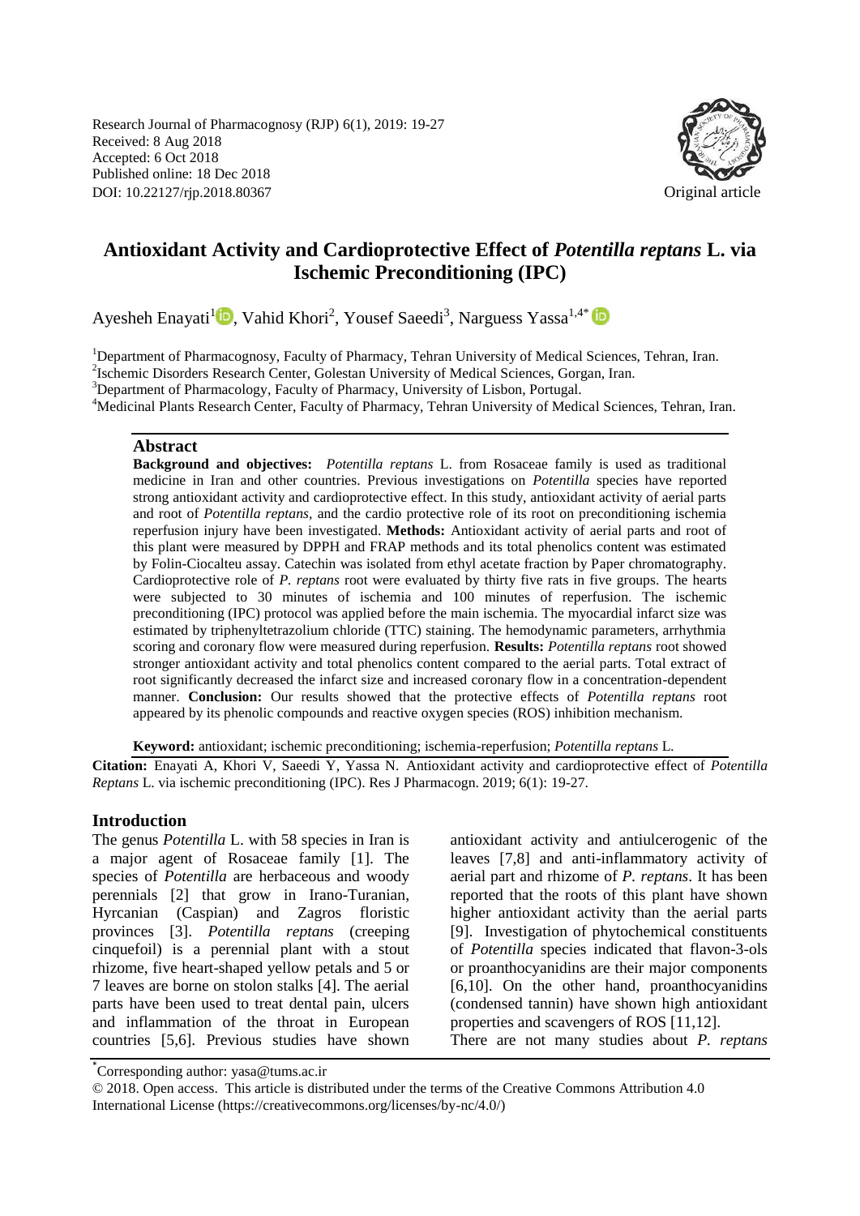Research Journal of Pharmacognosy (RJP) 6(1), 2019: 19-27
Received: 8 Aug 2018
Accepted: 6 Oct 2018
Published online: 18 Dec 2018
DOI: 10.22127/rjp.2018.80367

Original article

# Antioxidant Activity and Cardioprotective Effect of *Potentilla reptans* L. via Ischemic Preconditioning (IPC)

Ayesheh Enayati[1], Vahid Khori[2], Yousef Saeedi[3], Narguess Yassa[1,4*]

[1]Department of Pharmacognosy, Faculty of Pharmacy, Tehran University of Medical Sciences, Tehran, Iran.
[2]Ischemic Disorders Research Center, Golestan University of Medical Sciences, Gorgan, Iran.
[3]Department of Pharmacology, Faculty of Pharmacy, University of Lisbon, Portugal.
[4]Medicinal Plants Research Center, Faculty of Pharmacy, Tehran University of Medical Sciences, Tehran, Iran.

## Abstract

**Background and objectives:** *Potentilla reptans* L. from Rosaceae family is used as traditional medicine in Iran and other countries. Previous investigations on *Potentilla* species have reported strong antioxidant activity and cardioprotective effect. In this study, antioxidant activity of aerial parts and root of *Potentilla reptans,* and the cardio protective role of its root on preconditioning ischemia reperfusion injury have been investigated. **Methods:** Antioxidant activity of aerial parts and root of this plant were measured by DPPH and FRAP methods and its total phenolics content was estimated by Folin-Ciocalteu assay. Catechin was isolated from ethyl acetate fraction by Paper chromatography. Cardioprotective role of *P. reptans* root were evaluated by thirty five rats in five groups. The hearts were subjected to 30 minutes of ischemia and 100 minutes of reperfusion. The ischemic preconditioning (IPC) protocol was applied before the main ischemia. The myocardial infarct size was estimated by triphenyltetrazolium chloride (TTC) staining. The hemodynamic parameters, arrhythmia scoring and coronary flow were measured during reperfusion. **Results:** *Potentilla reptans* root showed stronger antioxidant activity and total phenolics content compared to the aerial parts. Total extract of root significantly decreased the infarct size and increased coronary flow in a concentration-dependent manner. **Conclusion:** Our results showed that the protective effects of *Potentilla reptans* root appeared by its phenolic compounds and reactive oxygen species (ROS) inhibition mechanism.

**Keyword:** antioxidant; ischemic preconditioning; ischemia-reperfusion; *Potentilla reptans* L.

**Citation:** Enayati A, Khori V, Saeedi Y, Yassa N. Antioxidant activity and cardioprotective effect of *Potentilla Reptans* L. via ischemic preconditioning (IPC). Res J Pharmacogn. 2019; 6(1): 19-27.

## Introduction

The genus *Potentilla* L. with 58 species in Iran is a major agent of Rosaceae family [1]. The species of *Potentilla* are herbaceous and woody perennials [2] that grow in Irano-Turanian, Hyrcanian (Caspian) and Zagros floristic provinces [3]. *Potentilla reptans* (creeping cinquefoil) is a perennial plant with a stout rhizome, five heart-shaped yellow petals and 5 or 7 leaves are borne on stolon stalks [4]. The aerial parts have been used to treat dental pain, ulcers and inflammation of the throat in European countries [5,6]. Previous studies have shown antioxidant activity and antiulcerogenic of the leaves [7,8] and anti-inflammatory activity of aerial part and rhizome of *P. reptans*. It has been reported that the roots of this plant have shown higher antioxidant activity than the aerial parts [9]. Investigation of phytochemical constituents of *Potentilla* species indicated that flavon-3-ols or proanthocyanidins are their major components [6,10]. On the other hand, proanthocyanidins (condensed tannin) have shown high antioxidant properties and scavengers of ROS [11,12].

There are not many studies about *P. reptans*

*Corresponding author: yasa@tums.ac.ir

© 2018. Open access. This article is distributed under the terms of the Creative Commons Attribution 4.0 International License (https://creativecommons.org/licenses/by-nc/4.0/)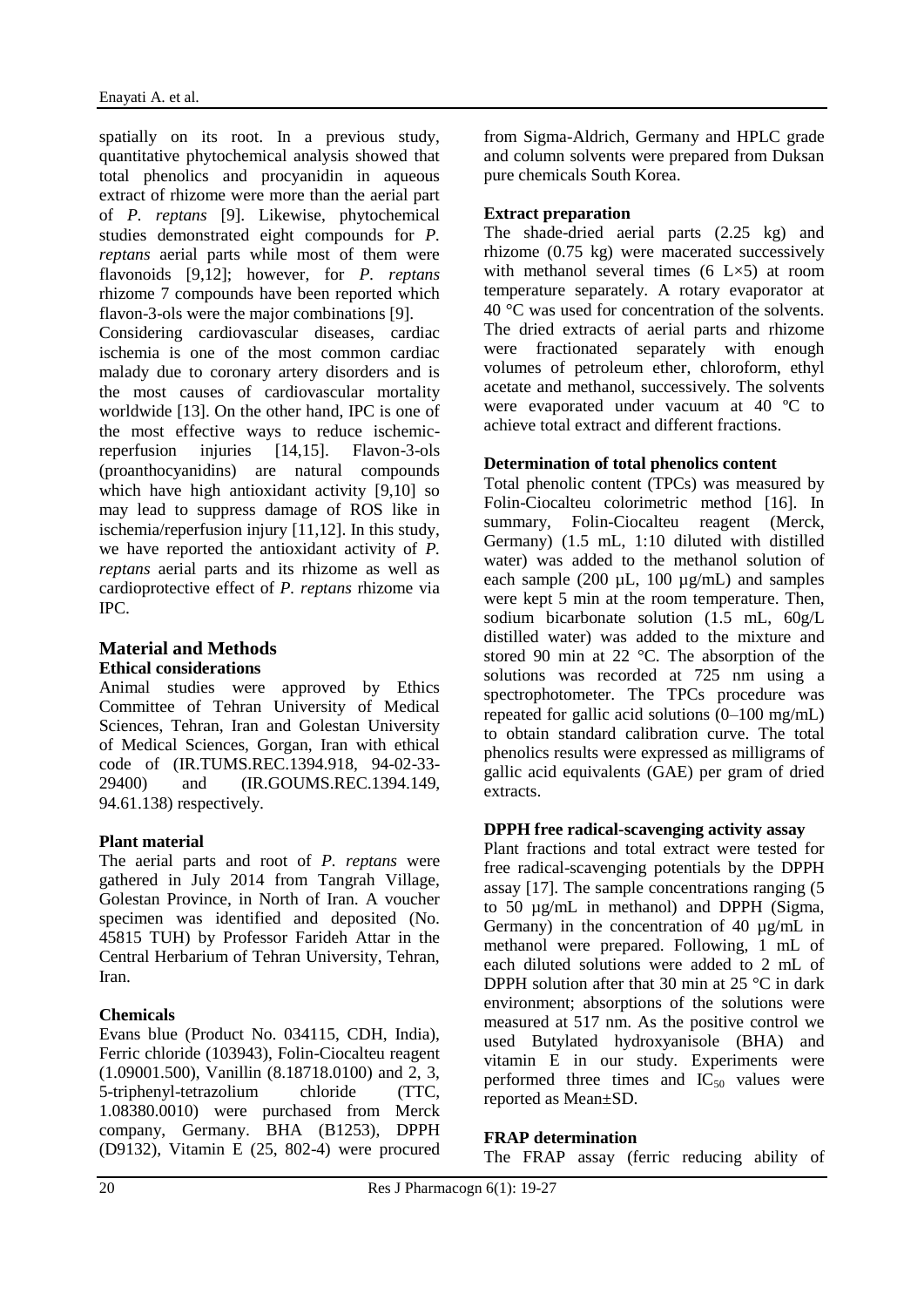spatially on its root. In a previous study, quantitative phytochemical analysis showed that total phenolics and procyanidin in aqueous extract of rhizome were more than the aerial part of *P. reptans* [9]. Likewise, phytochemical studies demonstrated eight compounds for *P. reptans* aerial parts while most of them were flavonoids [9,12]; however, for *P. reptans* rhizome 7 compounds have been reported which flavon-3-ols were the major combinations [9].

Considering cardiovascular diseases, cardiac ischemia is one of the most common cardiac malady due to coronary artery disorders and is the most causes of cardiovascular mortality worldwide [13]. On the other hand, IPC is one of the most effective ways to reduce ischemic-reperfusion injuries [14,15]. Flavon-3-ols (proanthocyanidins) are natural compounds which have high antioxidant activity [9,10] so may lead to suppress damage of ROS like in ischemia/reperfusion injury [11,12]. In this study, we have reported the antioxidant activity of *P. reptans* aerial parts and its rhizome as well as cardioprotective effect of *P. reptans* rhizome via IPC.

## Material and Methods

### Ethical considerations

Animal studies were approved by Ethics Committee of Tehran University of Medical Sciences, Tehran, Iran and Golestan University of Medical Sciences, Gorgan, Iran with ethical code of (IR.TUMS.REC.1394.918, 94-02-33-29400) and (IR.GOUMS.REC.1394.149, 94.61.138) respectively.

### Plant material

The aerial parts and root of *P. reptans* were gathered in July 2014 from Tangrah Village, Golestan Province, in North of Iran. A voucher specimen was identified and deposited (No. 45815 TUH) by Professor Farideh Attar in the Central Herbarium of Tehran University, Tehran, Iran.

### Chemicals

Evans blue (Product No. 034115, CDH, India), Ferric chloride (103943), Folin-Ciocalteu reagent (1.09001.500), Vanillin (8.18718.0100) and 2, 3, 5-triphenyl-tetrazolium chloride (TTC, 1.08380.0010) were purchased from Merck company, Germany. BHA (B1253), DPPH (D9132), Vitamin E (25, 802-4) were procured from Sigma-Aldrich, Germany and HPLC grade and column solvents were prepared from Duksan pure chemicals South Korea.

### Extract preparation

The shade-dried aerial parts (2.25 kg) and rhizome (0.75 kg) were macerated successively with methanol several times (6 L×5) at room temperature separately. A rotary evaporator at 40 °C was used for concentration of the solvents. The dried extracts of aerial parts and rhizome were fractionated separately with enough volumes of petroleum ether, chloroform, ethyl acetate and methanol, successively. The solvents were evaporated under vacuum at 40 ºC to achieve total extract and different fractions.

### Determination of total phenolics content

Total phenolic content (TPCs) was measured by Folin-Ciocalteu colorimetric method [16]. In summary, Folin-Ciocalteu reagent (Merck, Germany) (1.5 mL, 1:10 diluted with distilled water) was added to the methanol solution of each sample (200 µL, 100 µg/mL) and samples were kept 5 min at the room temperature. Then, sodium bicarbonate solution (1.5 mL, 60g/L distilled water) was added to the mixture and stored 90 min at 22 °C. The absorption of the solutions was recorded at 725 nm using a spectrophotometer. The TPCs procedure was repeated for gallic acid solutions (0–100 mg/mL) to obtain standard calibration curve. The total phenolics results were expressed as milligrams of gallic acid equivalents (GAE) per gram of dried extracts.

### DPPH free radical-scavenging activity assay

Plant fractions and total extract were tested for free radical-scavenging potentials by the DPPH assay [17]. The sample concentrations ranging (5 to 50 µg/mL in methanol) and DPPH (Sigma, Germany) in the concentration of 40 µg/mL in methanol were prepared. Following, 1 mL of each diluted solutions were added to 2 mL of DPPH solution after that 30 min at 25 °C in dark environment; absorptions of the solutions were measured at 517 nm. As the positive control we used Butylated hydroxyanisole (BHA) and vitamin E in our study. Experiments were performed three times and $IC_{50}$ values were reported as Mean±SD.

### FRAP determination

The FRAP assay (ferric reducing ability of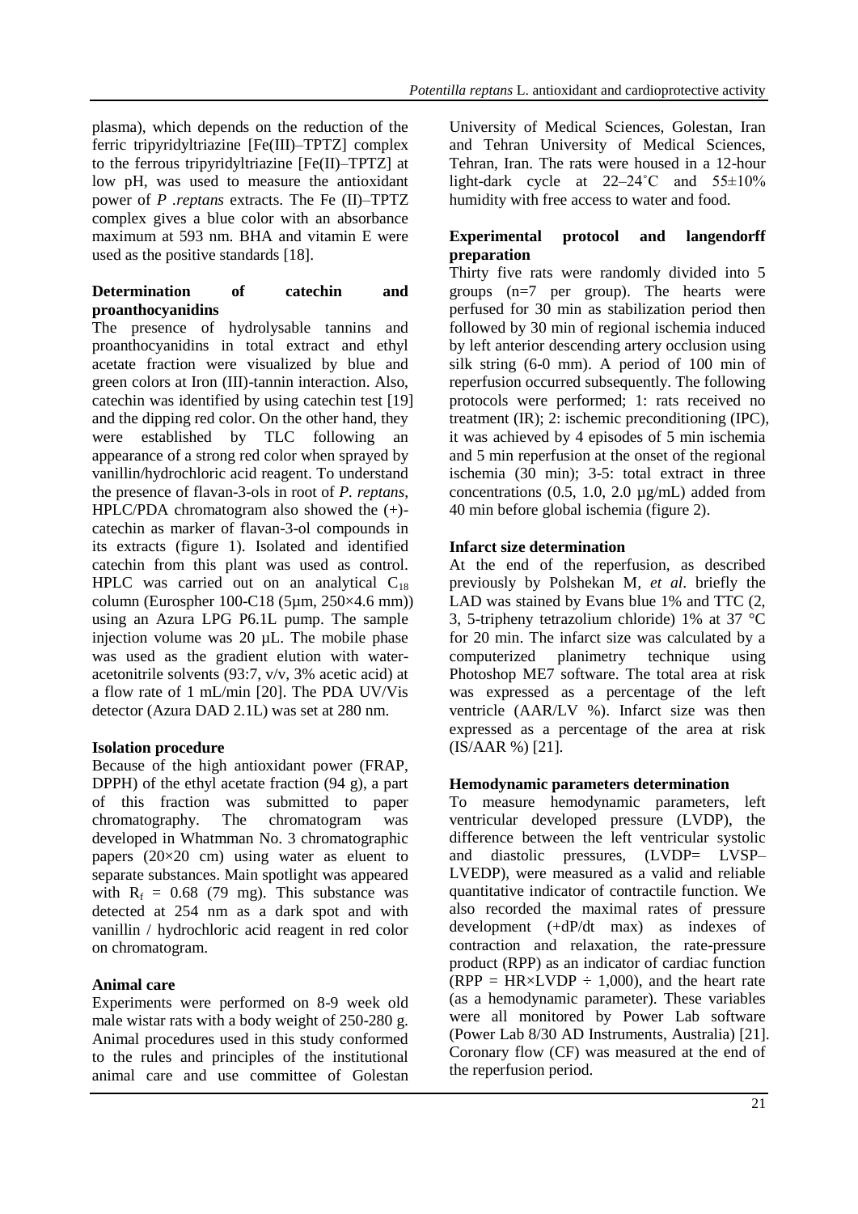plasma), which depends on the reduction of the ferric tripyridyltriazine [Fe(III)–TPTZ] complex to the ferrous tripyridyltriazine [Fe(II)–TPTZ] at low pH, was used to measure the antioxidant power of *P .reptans* extracts. The Fe (II)–TPTZ complex gives a blue color with an absorbance maximum at 593 nm. BHA and vitamin E were used as the positive standards [18].

**Determination of catechin and proanthocyanidins**

The presence of hydrolysable tannins and proanthocyanidins in total extract and ethyl acetate fraction were visualized by blue and green colors at Iron (III)-tannin interaction. Also, catechin was identified by using catechin test [19] and the dipping red color. On the other hand, they were established by TLC following an appearance of a strong red color when sprayed by vanillin/hydrochloric acid reagent. To understand the presence of flavan-3-ols in root of *P. reptans*, HPLC/PDA chromatogram also showed the (+)-catechin as marker of flavan-3-ol compounds in its extracts (figure 1). Isolated and identified catechin from this plant was used as control. HPLC was carried out on an analytical $C_{18}$ column (Eurospher 100-C18 (5µm, 250×4.6 mm)) using an Azura LPG P6.1L pump. The sample injection volume was 20 µL. The mobile phase was used as the gradient elution with water-acetonitrile solvents (93:7, v/v, 3% acetic acid) at a flow rate of 1 mL/min [20]. The PDA UV/Vis detector (Azura DAD 2.1L) was set at 280 nm.

**Isolation procedure**

Because of the high antioxidant power (FRAP, DPPH) of the ethyl acetate fraction (94 g), a part of this fraction was submitted to paper chromatography. The chromatogram was developed in Whatmman No. 3 chromatographic papers (20×20 cm) using water as eluent to separate substances. Main spotlight was appeared with $R_f$ = 0.68 (79 mg). This substance was detected at 254 nm as a dark spot and with vanillin / hydrochloric acid reagent in red color on chromatogram.

**Animal care**

Experiments were performed on 8-9 week old male wistar rats with a body weight of 250-280 g. Animal procedures used in this study conformed to the rules and principles of the institutional animal care and use committee of Golestan University of Medical Sciences, Golestan, Iran and Tehran University of Medical Sciences, Tehran, Iran. The rats were housed in a 12-hour light-dark cycle at 22–24˚C and 55±10% humidity with free access to water and food.

**Experimental protocol and langendorff preparation**

Thirty five rats were randomly divided into 5 groups (n=7 per group). The hearts were perfused for 30 min as stabilization period then followed by 30 min of regional ischemia induced by left anterior descending artery occlusion using silk string (6-0 mm). A period of 100 min of reperfusion occurred subsequently. The following protocols were performed; 1: rats received no treatment (IR); 2: ischemic preconditioning (IPC), it was achieved by 4 episodes of 5 min ischemia and 5 min reperfusion at the onset of the regional ischemia (30 min); 3-5: total extract in three concentrations (0.5, 1.0, 2.0 µg/mL) added from 40 min before global ischemia (figure 2).

**Infarct size determination**

At the end of the reperfusion, as described previously by Polshekan M, *et al*. briefly the LAD was stained by Evans blue 1% and TTC (2, 3, 5-tripheny tetrazolium chloride) 1% at 37 °C for 20 min. The infarct size was calculated by a computerized planimetry technique using Photoshop ME7 software. The total area at risk was expressed as a percentage of the left ventricle (AAR/LV %). Infarct size was then expressed as a percentage of the area at risk (IS/AAR %) [21].

**Hemodynamic parameters determination**

To measure hemodynamic parameters, left ventricular developed pressure (LVDP), the difference between the left ventricular systolic and diastolic pressures, (LVDP= LVSP– LVEDP), were measured as a valid and reliable quantitative indicator of contractile function. We also recorded the maximal rates of pressure development (+dP/dt max) as indexes of contraction and relaxation, the rate-pressure product (RPP) as an indicator of cardiac function (RPP = HR×LVDP ÷ 1,000), and the heart rate (as a hemodynamic parameter). These variables were all monitored by Power Lab software (Power Lab 8/30 AD Instruments, Australia) [21]. Coronary flow (CF) was measured at the end of the reperfusion period.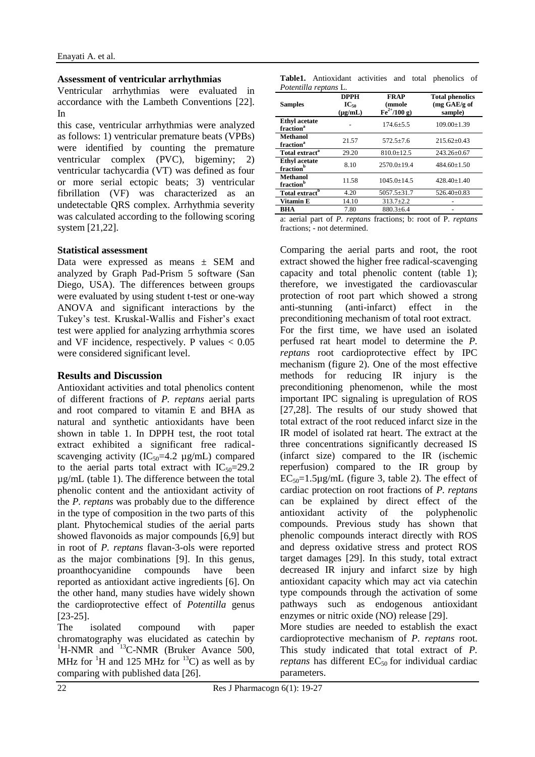### Assessment of ventricular arrhythmias

Ventricular arrhythmias were evaluated in accordance with the Lambeth Conventions [22]. In this case, ventricular arrhythmias were analyzed as follows: 1) ventricular premature beats (VPBs) were identified by counting the premature ventricular complex (PVC), bigeminy; 2) ventricular tachycardia (VT) was defined as four or more serial ectopic beats; 3) ventricular fibrillation (VF) was characterized as an undetectable QRS complex. Arrhythmia severity was calculated according to the following scoring system [21,22].

### Statistical assessment

Data were expressed as means ± SEM and analyzed by Graph Pad-Prism 5 software (San Diego, USA). The differences between groups were evaluated by using student t-test or one-way ANOVA and significant interactions by the Tukey's test. Kruskal-Wallis and Fisher's exact test were applied for analyzing arrhythmia scores and VF incidence, respectively. P values $< 0.05$ were considered significant level.

## Results and Discussion

Antioxidant activities and total phenolics content of different fractions of *P. reptans* aerial parts and root compared to vitamin E and BHA as natural and synthetic antioxidants have been shown in table 1. In DPPH test, the root total extract exhibited a significant free radical-scavenging activity ($IC_{50}$=4.2 µg/mL) compared to the aerial parts total extract with $IC_{50}$=29.2 µg/mL (table 1). The difference between the total phenolic content and the antioxidant activity of the *P. reptans* was probably due to the difference in the type of composition in the two parts of this plant. Phytochemical studies of the aerial parts showed flavonoids as major compounds [6,9] but in root of *P. reptans* flavan-3-ols were reported as the major combinations [9]. In this genus, proanthocyanidine compounds have been reported as antioxidant active ingredients [6]. On the other hand, many studies have widely shown the cardioprotective effect of *Potentilla* genus [23-25].

The isolated compound with paper chromatography was elucidated as catechin by $^{1}$H-NMR and $^{13}$C-NMR (Bruker Avance 500, MHz for $^{1}$H and 125 MHz for $^{13}$C) as well as by comparing with published data [26].

**Table1.** Antioxidant activities and total phenolics of *Potentilla reptans* L.

| Samples | DPPH $IC_{50}$ (µg/mL) | FRAP (mmole $Fe^{2+}$/100 g) | Total phenolics (mg GAE/g of sample) |
|---|---|---|---|
| Ethyl acetate fraction[a] | - | 174.6±5.5 | 109.00±1.39 |
| Methanol fraction[a] | 21.57 | 572.5±7.6 | 215.62±0.43 |
| Total extract[a] | 29.20 | 810.0±12.5 | 243.26±0.67 |
| Ethyl acetate fraction[b] | 8.10 | 2570.0±19.4 | 484.60±1.50 |
| Methanol fraction[b] | 11.58 | 1045.0±14.5 | 428.40±1.40 |
| Total extract[b] | 4.20 | 5057.5±31.7 | 526.40±0.83 |
| Vitamin E | 14.10 | 313.7±2.2 | - |
| BHA | 7.80 | 880.3±6.4 | - |

a: aerial part of *P. reptans* fractions; b: root of P. *reptans* fractions; - not determined.

Comparing the aerial parts and root, the root extract showed the higher free radical-scavenging capacity and total phenolic content (table 1); therefore, we investigated the cardiovascular protection of root part which showed a strong anti-stunning (anti-infarct) effect in the preconditioning mechanism of total root extract.

For the first time, we have used an isolated perfused rat heart model to determine the *P. reptans* root cardioprotective effect by IPC mechanism (figure 2). One of the most effective methods for reducing IR injury is the preconditioning phenomenon, while the most important IPC signaling is upregulation of ROS [27,28]. The results of our study showed that total extract of the root reduced infarct size in the IR model of isolated rat heart. The extract at the three concentrations significantly decreased IS (infarct size) compared to the IR (ischemic reperfusion) compared to the IR group by $EC_{50}$=1.5µg/mL (figure 3, table 2). The effect of cardiac protection on root fractions of *P. reptans* can be explained by direct effect of the antioxidant activity of the polyphenolic compounds. Previous study has shown that phenolic compounds interact directly with ROS and depress oxidative stress and protect ROS target damages [29]. In this study, total extract decreased IR injury and infarct size by high antioxidant capacity which may act via catechin type compounds through the activation of some pathways such as endogenous antioxidant enzymes or nitric oxide (NO) release [29].

More studies are needed to establish the exact cardioprotective mechanism of *P. reptans* root. This study indicated that total extract of *P. reptans* has different $EC_{50}$ for individual cardiac parameters.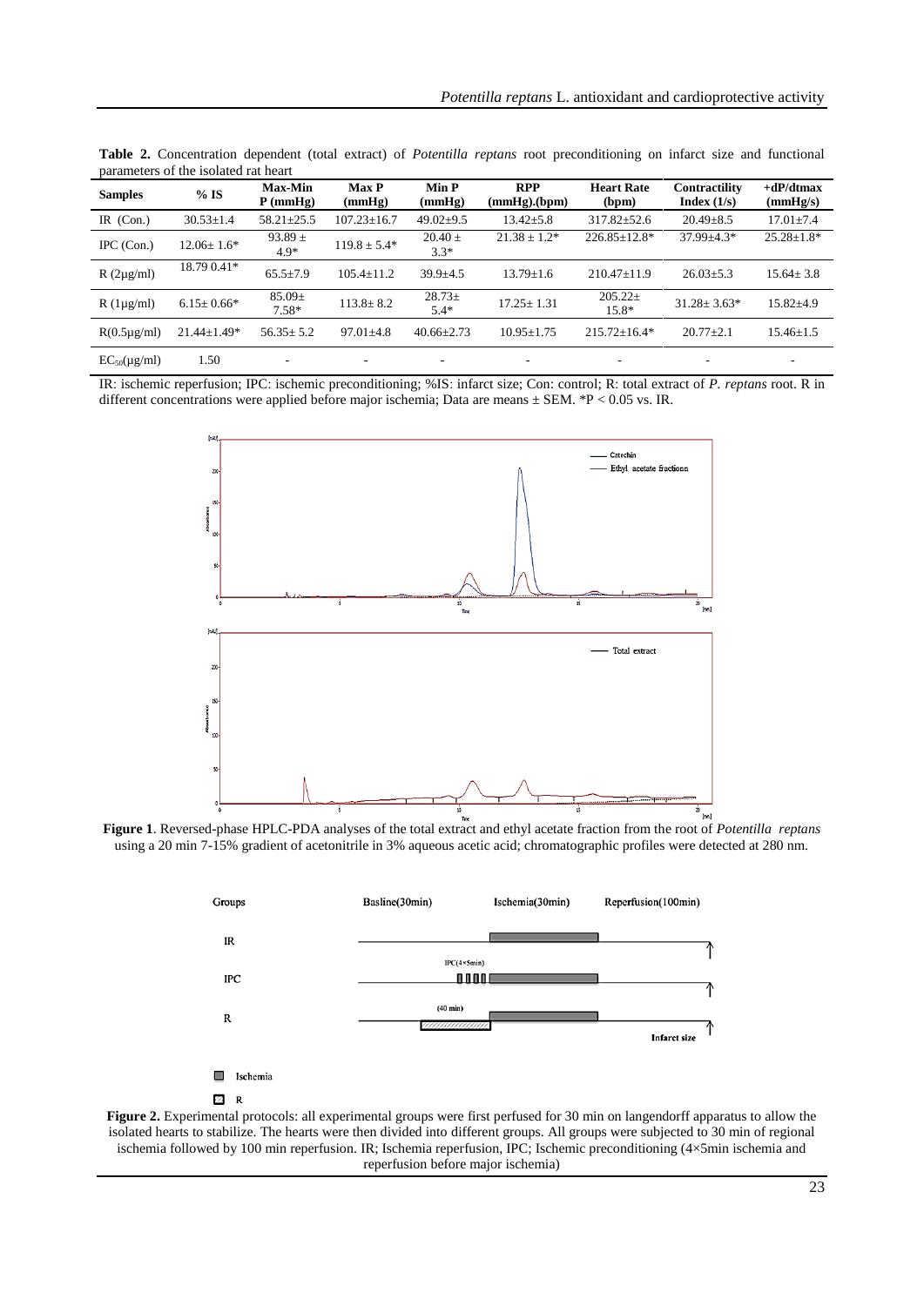**Table 2.** Concentration dependent (total extract) of *Potentilla reptans* root preconditioning on infarct size and functional parameters of the isolated rat heart

| Samples | % IS | Max-Min P (mmHg) | Max P (mmHg) | Min P (mmHg) | RPP (mmHg).(bpm) | Heart Rate (bpm) | Contractility Index (1/s) | +dP/dtmax (mmHg/s) |
|---|---|---|---|---|---|---|---|---|
| IR (Con.) | 30.53±1.4 | 58.21±25.5 | 107.23±16.7 | 49.02±9.5 | 13.42±5.8 | 317.82±52.6 | 20.49±8.5 | 17.01±7.4 |
| IPC (Con.) | 12.06± 1.6* | 93.89 ± 4.9* | 119.8 ± 5.4* | 20.40 ± 3.3* | 21.38 ± 1.2* | 226.85±12.8* | 37.99±4.3* | 25.28±1.8* |
| R (2μg/ml) | 18.79 0.41* | 65.5±7.9 | 105.4±11.2 | 39.9±4.5 | 13.79±1.6 | 210.47±11.9 | 26.03±5.3 | 15.64± 3.8 |
| R (1μg/ml) | 6.15± 0.66* | 85.09± 7.58* | 113.8± 8.2 | 28.73± 5.4* | 17.25± 1.31 | 205.22± 15.8* | 31.28± 3.63* | 15.82±4.9 |
| R(0.5μg/ml) | 21.44±1.49* | 56.35± 5.2 | 97.01±4.8 | 40.66±2.73 | 10.95±1.75 | 215.72±16.4* | 20.77±2.1 | 15.46±1.5 |
| $EC_{50}$(μg/ml) | 1.50 | - | - | - | - | - | - | - |

IR: ischemic reperfusion; IPC: ischemic preconditioning; %IS: infarct size; Con: control; R: total extract of *P. reptans* root. R in different concentrations were applied before major ischemia; Data are means ± SEM. *P < 0.05 vs. IR.

**Figure 1**. Reversed-phase HPLC-PDA analyses of the total extract and ethyl acetate fraction from the root of *Potentilla reptans* using a 20 min 7-15% gradient of acetonitrile in 3% aqueous acetic acid; chromatographic profiles were detected at 280 nm.

**Figure 2.** Experimental protocols: all experimental groups were first perfused for 30 min on langendorff apparatus to allow the isolated hearts to stabilize. The hearts were then divided into different groups. All groups were subjected to 30 min of regional ischemia followed by 100 min reperfusion. IR; Ischemia reperfusion, IPC; Ischemic preconditioning (4×5min ischemia and reperfusion before major ischemia)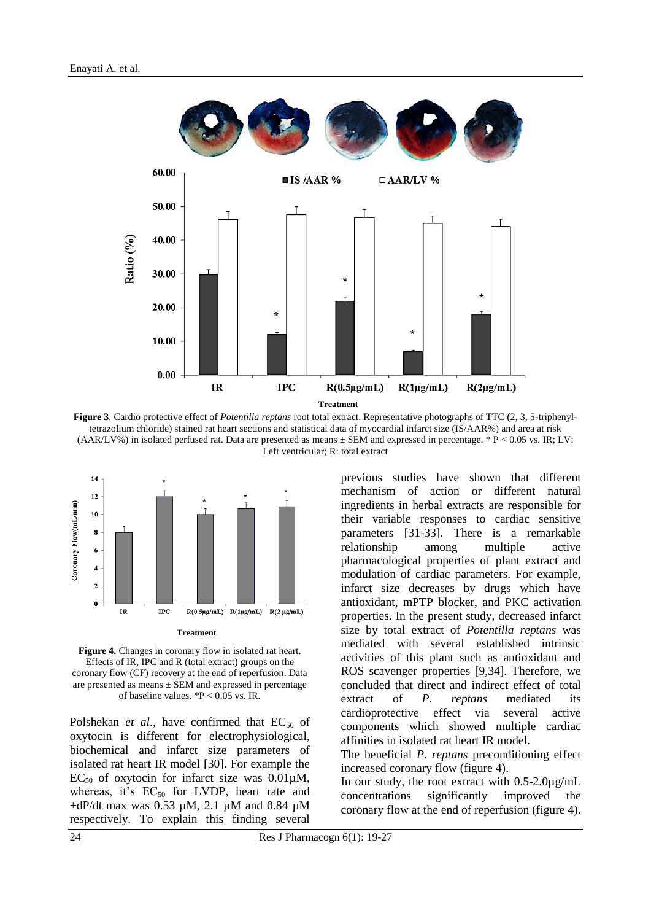**Figure 3**. Cardio protective effect of *Potentilla reptans* root total extract. Representative photographs of TTC (2, 3, 5-triphenyl-tetrazolium chloride) stained rat heart sections and statistical data of myocardial infarct size (IS/AAR%) and area at risk (AAR/LV%) in isolated perfused rat. Data are presented as means ± SEM and expressed in percentage. * P < 0.05 vs. IR; LV: Left ventricular; R: total extract

**Figure 4.** Changes in coronary flow in isolated rat heart. Effects of IR, IPC and R (total extract) groups on the coronary flow (CF) recovery at the end of reperfusion. Data are presented as means ± SEM and expressed in percentage of baseline values. *P < 0.05 vs. IR.

Polshekan *et al*., have confirmed that $EC_{50}$ of oxytocin is different for electrophysiological, biochemical and infarct size parameters of isolated rat heart IR model [30]. For example the $EC_{50}$ of oxytocin for infarct size was 0.01µM, whereas, it's $EC_{50}$ for LVDP, heart rate and +dP/dt max was 0.53 µM, 2.1 µM and 0.84 µM respectively. To explain this finding several previous studies have shown that different mechanism of action or different natural ingredients in herbal extracts are responsible for their variable responses to cardiac sensitive parameters [31-33]. There is a remarkable relationship among multiple active pharmacological properties of plant extract and modulation of cardiac parameters. For example, infarct size decreases by drugs which have antioxidant, mPTP blocker, and PKC activation properties. In the present study, decreased infarct size by total extract of *Potentilla reptans* was mediated with several established intrinsic activities of this plant such as antioxidant and ROS scavenger properties [9,34]. Therefore, we concluded that direct and indirect effect of total extract of *P. reptans* mediated its cardioprotective effect via several active components which showed multiple cardiac affinities in isolated rat heart IR model.

The beneficial *P. reptans* preconditioning effect increased coronary flow (figure 4).

In our study, the root extract with 0.5-2.0µg/mL concentrations significantly improved the coronary flow at the end of reperfusion (figure 4).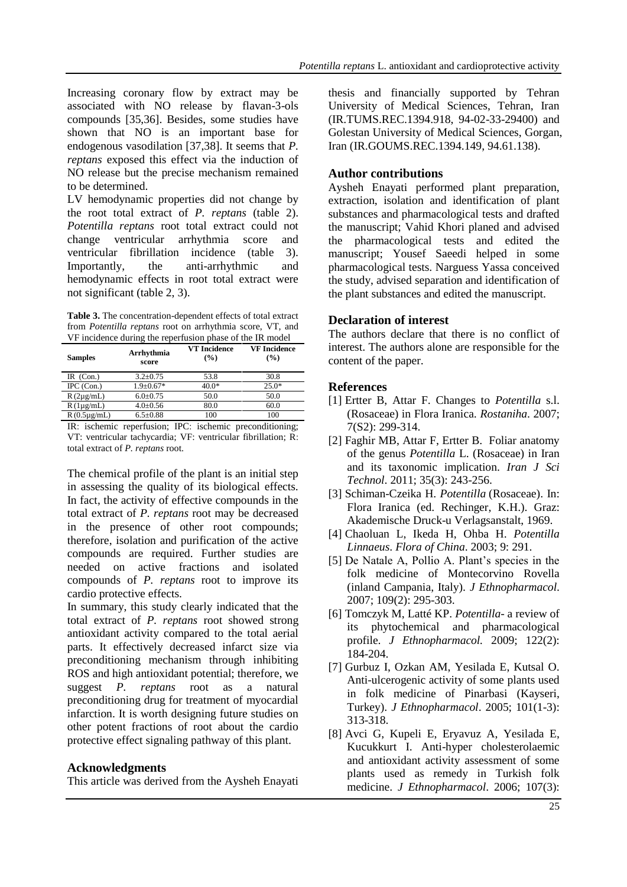Increasing coronary flow by extract may be associated with NO release by flavan-3-ols compounds [35,36]. Besides, some studies have shown that NO is an important base for endogenous vasodilation [37,38]. It seems that *P. reptans* exposed this effect via the induction of NO release but the precise mechanism remained to be determined.

LV hemodynamic properties did not change by the root total extract of *P. reptans* (table 2). *Potentilla reptans* root total extract could not change ventricular arrhythmia score and ventricular fibrillation incidence (table 3). Importantly, the anti-arrhythmic and hemodynamic effects in root total extract were not significant (table 2, 3).

**Table 3.** The concentration-dependent effects of total extract from *Potentilla reptans* root on arrhythmia score, VT, and VF incidence during the reperfusion phase of the IR model

| Samples | Arrhythmia score | VT Incidence (%) | VF Incidence (%) |
|---|---|---|---|
| IR (Con.) | 3.2±0.75 | 53.8 | 30.8 |
| IPC (Con.) | 1.9±0.67* | 40.0* | 25.0* |
| R (2µg/mL) | 6.0±0.75 | 50.0 | 50.0 |
| R (1µg/mL) | 4.0±0.56 | 80.0 | 60.0 |
| R (0.5µg/mL) | 6.5±0.88 | 100 | 100 |

IR: ischemic reperfusion; IPC: ischemic preconditioning; VT: ventricular tachycardia; VF: ventricular fibrillation; R: total extract of *P. reptans* root.

The chemical profile of the plant is an initial step in assessing the quality of its biological effects. In fact, the activity of effective compounds in the total extract of *P. reptans* root may be decreased in the presence of other root compounds; therefore, isolation and purification of the active compounds are required. Further studies are needed on active fractions and isolated compounds of *P. reptans* root to improve its cardio protective effects.

In summary, this study clearly indicated that the total extract of *P. reptans* root showed strong antioxidant activity compared to the total aerial parts. It effectively decreased infarct size via preconditioning mechanism through inhibiting ROS and high antioxidant potential; therefore, we suggest *P. reptans* root as a natural preconditioning drug for treatment of myocardial infarction. It is worth designing future studies on other potent fractions of root about the cardio protective effect signaling pathway of this plant.

## Acknowledgments

This article was derived from the Aysheh Enayati thesis and financially supported by Tehran University of Medical Sciences, Tehran, Iran (IR.TUMS.REC.1394.918, 94-02-33-29400) and Golestan University of Medical Sciences, Gorgan, Iran (IR.GOUMS.REC.1394.149, 94.61.138).

## Author contributions

Aysheh Enayati performed plant preparation, extraction, isolation and identification of plant substances and pharmacological tests and drafted the manuscript; Vahid Khori planed and advised the pharmacological tests and edited the manuscript; Yousef Saeedi helped in some pharmacological tests. Narguess Yassa conceived the study, advised separation and identification of the plant substances and edited the manuscript.

## Declaration of interest

The authors declare that there is no conflict of interest. The authors alone are responsible for the content of the paper.

## References

[1] Ertter B, Attar F. Changes to *Potentilla* s.l. (Rosaceae) in Flora Iranica. *Rostaniha*. 2007; 7(S2): 299-314.

[2] Faghir MB, Attar F, Ertter B. Foliar anatomy of the genus *Potentilla* L. (Rosaceae) in Iran and its taxonomic implication. *Iran J Sci Technol*. 2011; 35(3): 243-256.

[3] Schiman-Czeika H. *Potentilla* (Rosaceae). In: Flora Iranica (ed. Rechinger, K.H.). Graz: Akademische Druck-u Verlagsanstalt, 1969.

[4] Chaoluan L, Ikeda H, Ohba H. *Potentilla Linnaeus*. *Flora of China*. 2003; 9: 291.

[5] De Natale A, Pollio A. Plant's species in the folk medicine of Montecorvino Rovella (inland Campania, Italy). *J Ethnopharmacol*. 2007; 109(2): 295-303.

[6] Tomczyk M, Latté KP. *Potentilla*- a review of its phytochemical and pharmacological profile. *J Ethnopharmacol.* 2009; 122(2): 184-204.

[7] Gurbuz I, Ozkan AM, Yesilada E, Kutsal O. Anti-ulcerogenic activity of some plants used in folk medicine of Pinarbasi (Kayseri, Turkey). *J Ethnopharmacol*. 2005; 101(1-3): 313-318.

[8] Avci G, Kupeli E, Eryavuz A, Yesilada E, Kucukkurt I. Anti-hyper cholesterolaemic and antioxidant activity assessment of some plants used as remedy in Turkish folk medicine. *J Ethnopharmacol*. 2006; 107(3):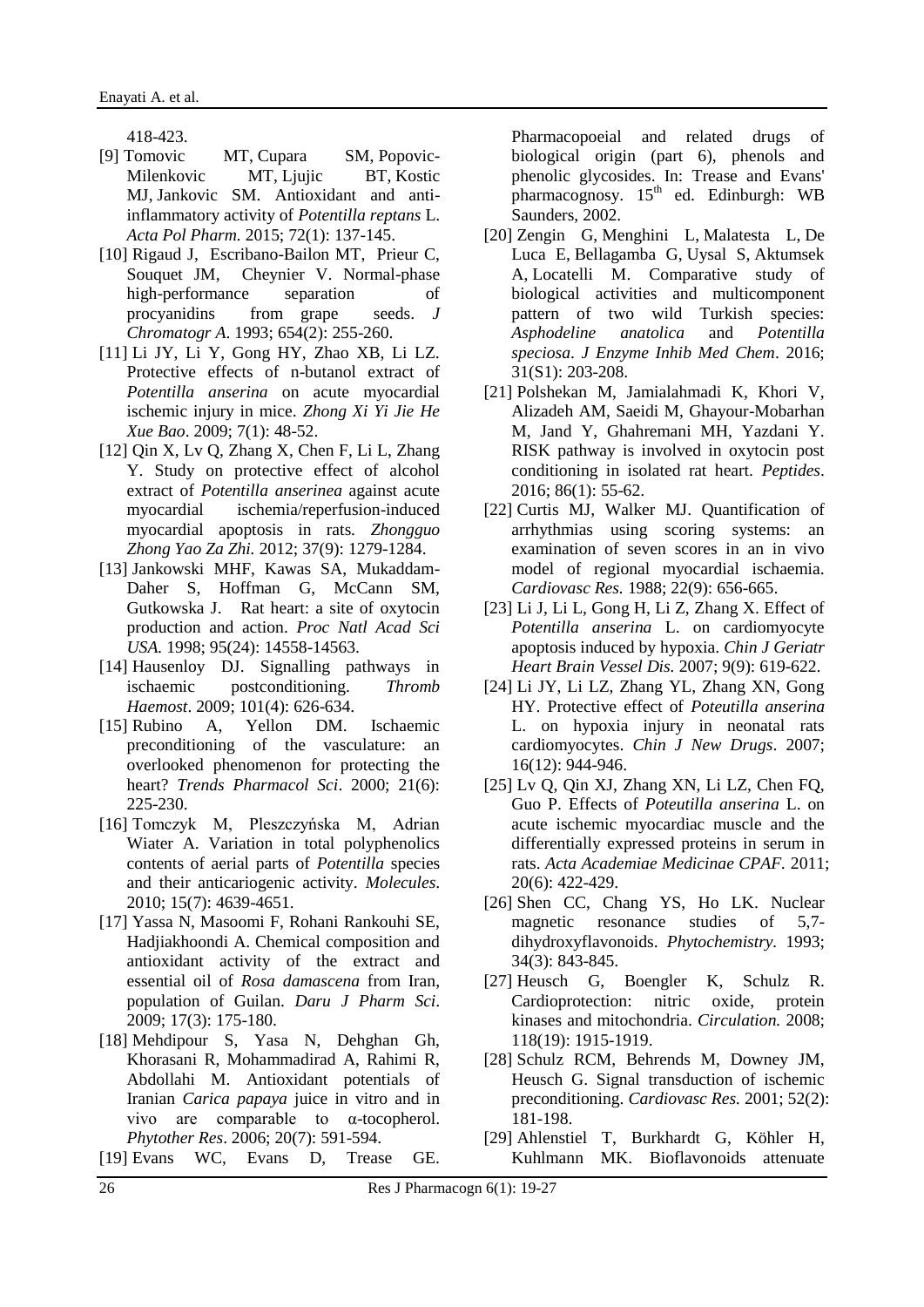418-423.

[9] Tomovic MT, Cupara SM, Popovic-Milenkovic MT, Ljujic BT, Kostic MJ, Jankovic SM. Antioxidant and anti-inflammatory activity of *Potentilla reptans* L. *Acta Pol Pharm.* 2015; 72(1): 137-145.

[10] Rigaud J, Escribano-Bailon MT, Prieur C, Souquet JM, Cheynier V. Normal-phase high-performance separation of procyanidins from grape seeds. *J Chromatogr A*. 1993; 654(2): 255-260.

[11] Li JY, Li Y, Gong HY, Zhao XB, Li LZ. Protective effects of n-butanol extract of *Potentilla anserina* on acute myocardial ischemic injury in mice. *Zhong Xi Yi Jie He Xue Bao*. 2009; 7(1): 48-52.

[12] Qin X, Lv Q, Zhang X, Chen F, Li L, Zhang Y. Study on protective effect of alcohol extract of *Potentilla anserinea* against acute myocardial ischemia/reperfusion-induced myocardial apoptosis in rats. *Zhongguo Zhong Yao Za Zhi.* 2012; 37(9): 1279-1284.

[13] Jankowski MHF, Kawas SA, Mukaddam-Daher S, Hoffman G, McCann SM, Gutkowska J. Rat heart: a site of oxytocin production and action. *Proc Natl Acad Sci USA.* 1998; 95(24): 14558-14563.

[14] Hausenloy DJ. Signalling pathways in ischaemic postconditioning. *Thromb Haemost*. 2009; 101(4): 626-634.

[15] Rubino A, Yellon DM. Ischaemic preconditioning of the vasculature: an overlooked phenomenon for protecting the heart? *Trends Pharmacol Sci*. 2000; 21(6): 225-230.

[16] Tomczyk M, Pleszczyńska M, Adrian Wiater A. Variation in total polyphenolics contents of aerial parts of *Potentilla* species and their anticariogenic activity. *Molecules*. 2010; 15(7): 4639-4651.

[17] Yassa N, Masoomi F, Rohani Rankouhi SE, Hadjiakhoondi A. Chemical composition and antioxidant activity of the extract and essential oil of *Rosa damascena* from Iran, population of Guilan. *Daru J Pharm Sci*. 2009; 17(3): 175-180.

[18] Mehdipour S, Yasa N, Dehghan Gh, Khorasani R, Mohammadirad A, Rahimi R, Abdollahi M. Antioxidant potentials of Iranian *Carica papaya* juice in vitro and in vivo are comparable to α-tocopherol. *Phytother Res*. 2006; 20(7): 591-594.

[19] Evans WC, Evans D, Trease GE. Pharmacopoeial and related drugs of biological origin (part 6), phenols and phenolic glycosides. In: Trease and Evans' pharmacognosy. 15th ed. Edinburgh: WB Saunders, 2002.

[20] Zengin G, Menghini L, Malatesta L, De Luca E, Bellagamba G, Uysal S, Aktumsek A, Locatelli M. Comparative study of biological activities and multicomponent pattern of two wild Turkish species: *Asphodeline anatolica* and *Potentilla speciosa*. *J Enzyme Inhib Med Chem*. 2016; 31(S1): 203-208.

[21] Polshekan M, Jamialahmadi K, Khori V, Alizadeh AM, Saeidi M, Ghayour-Mobarhan M, Jand Y, Ghahremani MH, Yazdani Y. RISK pathway is involved in oxytocin post conditioning in isolated rat heart. *Peptides*. 2016; 86(1): 55-62.

[22] Curtis MJ, Walker MJ. Quantification of arrhythmias using scoring systems: an examination of seven scores in an in vivo model of regional myocardial ischaemia. *Cardiovasc Res.* 1988; 22(9): 656-665.

[23] Li J, Li L, Gong H, Li Z, Zhang X. Effect of *Potentilla anserina* L. on cardiomyocyte apoptosis induced by hypoxia. *Chin J Geriatr Heart Brain Vessel Dis.* 2007; 9(9): 619-622.

[24] Li JY, Li LZ, Zhang YL, Zhang XN, Gong HY. Protective effect of *Poteutilla anserina* L. on hypoxia injury in neonatal rats cardiomyocytes. *Chin J New Drugs*. 2007; 16(12): 944-946.

[25] Lv Q, Qin XJ, Zhang XN, Li LZ, Chen FQ, Guo P. Effects of *Poteutilla anserina* L. on acute ischemic myocardiac muscle and the differentially expressed proteins in serum in rats. *Acta Academiae Medicinae CPAF.* 2011; 20(6): 422-429.

[26] Shen CC, Chang YS, Ho LK. Nuclear magnetic resonance studies of 5,7-dihydroxyflavonoids. *Phytochemistry.* 1993; 34(3): 843-845.

[27] Heusch G, Boengler K, Schulz R. Cardioprotection: nitric oxide, protein kinases and mitochondria. *Circulation.* 2008; 118(19): 1915-1919.

[28] Schulz RCM, Behrends M, Downey JM, Heusch G. Signal transduction of ischemic preconditioning. *Cardiovasc Res.* 2001; 52(2): 181-198.

[29] Ahlenstiel T, Burkhardt G, Köhler H, Kuhlmann MK. Bioflavonoids attenuate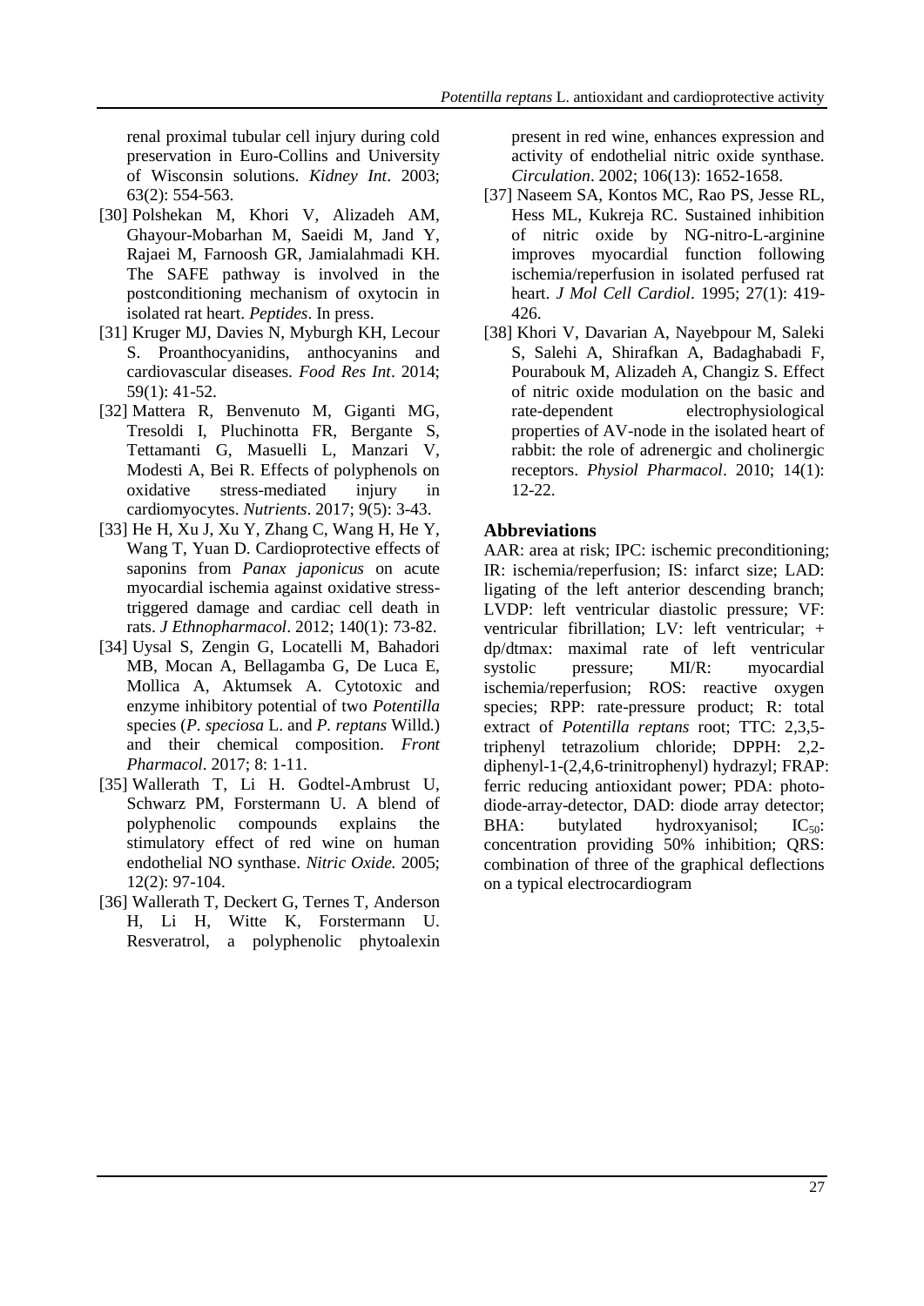renal proximal tubular cell injury during cold preservation in Euro-Collins and University of Wisconsin solutions. *Kidney Int*. 2003; 63(2): 554-563.

[30] Polshekan M, Khori V, Alizadeh AM, Ghayour-Mobarhan M, Saeidi M, Jand Y, Rajaei M, Farnoosh GR, Jamialahmadi KH. The SAFE pathway is involved in the postconditioning mechanism of oxytocin in isolated rat heart. *Peptides*. In press.

[31] Kruger MJ, Davies N, Myburgh KH, Lecour S. Proanthocyanidins, anthocyanins and cardiovascular diseases. *Food Res Int*. 2014; 59(1): 41-52.

[32] Mattera R, Benvenuto M, Giganti MG, Tresoldi I, Pluchinotta FR, Bergante S, Tettamanti G, Masuelli L, Manzari V, Modesti A, Bei R. Effects of polyphenols on oxidative stress-mediated injury in cardiomyocytes. *Nutrients*. 2017; 9(5): 3-43.

[33] He H, Xu J, Xu Y, Zhang C, Wang H, He Y, Wang T, Yuan D. Cardioprotective effects of saponins from *Panax japonicus* on acute myocardial ischemia against oxidative stress-triggered damage and cardiac cell death in rats. *J Ethnopharmacol*. 2012; 140(1): 73-82.

[34] Uysal S, Zengin G, Locatelli M, Bahadori MB, Mocan A, Bellagamba G, De Luca E, Mollica A, Aktumsek A. Cytotoxic and enzyme inhibitory potential of two *Potentilla* species (*P. speciosa* L. and *P. reptans* Willd.) and their chemical composition. *Front Pharmacol*. 2017; 8: 1-11.

[35] Wallerath T, Li H. Godtel-Ambrust U, Schwarz PM, Forstermann U. A blend of polyphenolic compounds explains the stimulatory effect of red wine on human endothelial NO synthase. *Nitric Oxide.* 2005; 12(2): 97-104.

[36] Wallerath T, Deckert G, Ternes T, Anderson H, Li H, Witte K, Forstermann U. Resveratrol, a polyphenolic phytoalexin present in red wine, enhances expression and activity of endothelial nitric oxide synthase. *Circulation*. 2002; 106(13): 1652-1658.

[37] Naseem SA, Kontos MC, Rao PS, Jesse RL, Hess ML, Kukreja RC. Sustained inhibition of nitric oxide by NG-nitro-L-arginine improves myocardial function following ischemia/reperfusion in isolated perfused rat heart. *J Mol Cell Cardiol*. 1995; 27(1): 419-426.

[38] Khori V, Davarian A, Nayebpour M, Saleki S, Salehi A, Shirafkan A, Badaghabadi F, Pourabouk M, Alizadeh A, Changiz S. Effect of nitric oxide modulation on the basic and rate-dependent electrophysiological properties of AV-node in the isolated heart of rabbit: the role of adrenergic and cholinergic receptors. *Physiol Pharmacol*. 2010; 14(1): 12-22.

## Abbreviations

AAR: area at risk; IPC: ischemic preconditioning; IR: ischemia/reperfusion; IS: infarct size; LAD: ligating of the left anterior descending branch; LVDP: left ventricular diastolic pressure; VF: ventricular fibrillation; LV: left ventricular; + dp/dtmax: maximal rate of left ventricular systolic pressure; MI/R: myocardial ischemia/reperfusion; ROS: reactive oxygen species; RPP: rate-pressure product; R: total extract of *Potentilla reptans* root; TTC: 2,3,5-triphenyl tetrazolium chloride; DPPH: 2,2-diphenyl-1-(2,4,6-trinitrophenyl) hydrazyl; FRAP: ferric reducing antioxidant power; PDA: photo-diode-array-detector, DAD: diode array detector; BHA: butylated hydroxyanisol; $IC_{50}$: concentration providing 50% inhibition; QRS: combination of three of the graphical deflections on a typical electrocardiogram